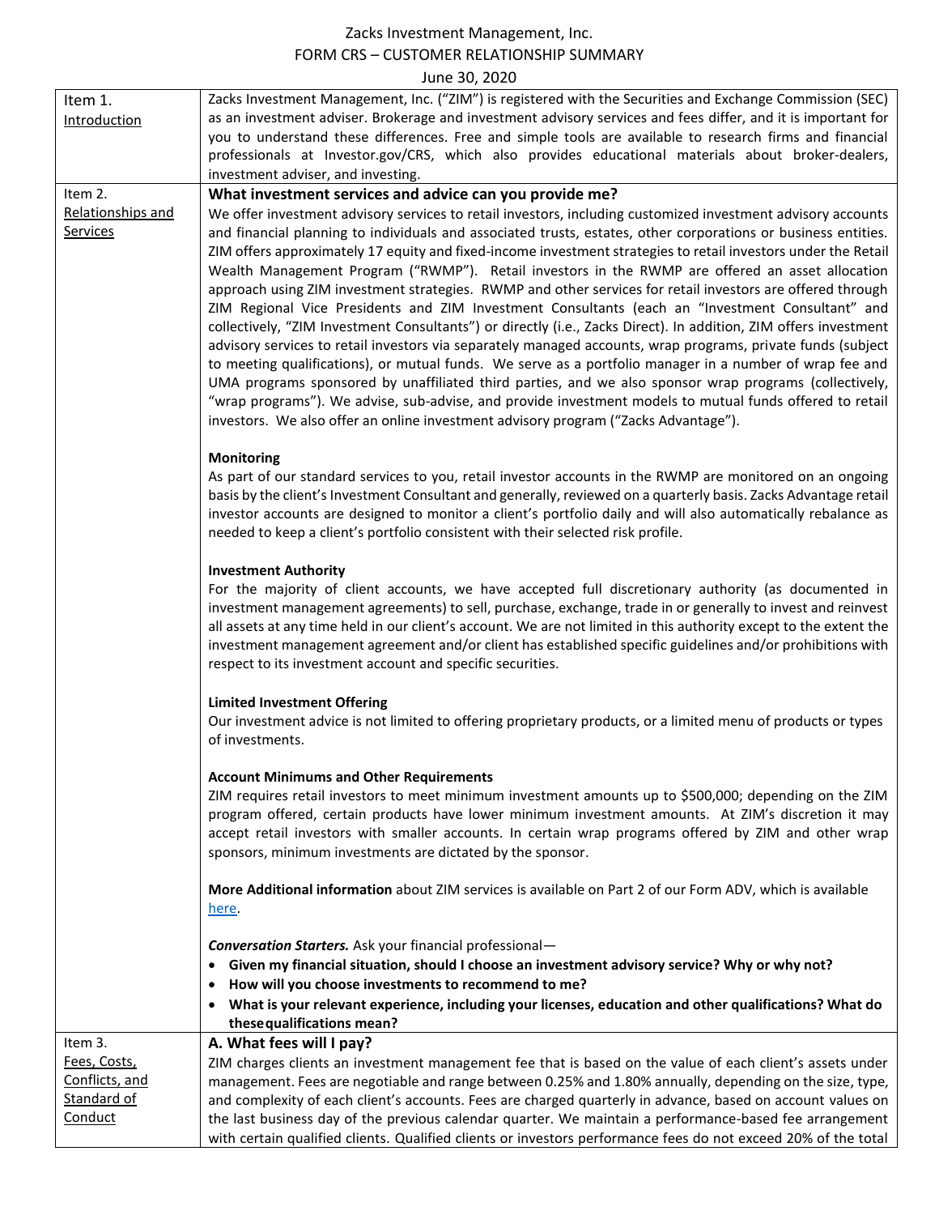# Zacks Investment Management, Inc.
## FORM CRS – CUSTOMER RELATIONSHIP SUMMARY
June 30, 2020

## Item 1. Introduction

Zacks Investment Management, Inc. ("ZIM") is registered with the Securities and Exchange Commission (SEC) as an investment adviser. Brokerage and investment advisory services and fees differ, and it is important for you to understand these differences. Free and simple tools are available to research firms and financial professionals at Investor.gov/CRS, which also provides educational materials about broker-dealers, investment adviser, and investing.

## Item 2. Relationships and Services

### What investment services and advice can you provide me?

We offer investment advisory services to retail investors, including customized investment advisory accounts and financial planning to individuals and associated trusts, estates, other corporations or business entities. ZIM offers approximately 17 equity and fixed-income investment strategies to retail investors under the Retail Wealth Management Program ("RWMP"). Retail investors in the RWMP are offered an asset allocation approach using ZIM investment strategies. RWMP and other services for retail investors are offered through ZIM Regional Vice Presidents and ZIM Investment Consultants (each an "Investment Consultant" and collectively, "ZIM Investment Consultants") or directly (i.e., Zacks Direct). In addition, ZIM offers investment advisory services to retail investors via separately managed accounts, wrap programs, private funds (subject to meeting qualifications), or mutual funds. We serve as a portfolio manager in a number of wrap fee and UMA programs sponsored by unaffiliated third parties, and we also sponsor wrap programs (collectively, "wrap programs"). We advise, sub-advise, and provide investment models to mutual funds offered to retail investors. We also offer an online investment advisory program ("Zacks Advantage").

**Monitoring**

As part of our standard services to you, retail investor accounts in the RWMP are monitored on an ongoing basis by the client's Investment Consultant and generally, reviewed on a quarterly basis. Zacks Advantage retail investor accounts are designed to monitor a client's portfolio daily and will also automatically rebalance as needed to keep a client's portfolio consistent with their selected risk profile.

**Investment Authority**

For the majority of client accounts, we have accepted full discretionary authority (as documented in investment management agreements) to sell, purchase, exchange, trade in or generally to invest and reinvest all assets at any time held in our client's account. We are not limited in this authority except to the extent the investment management agreement and/or client has established specific guidelines and/or prohibitions with respect to its investment account and specific securities.

**Limited Investment Offering**

Our investment advice is not limited to offering proprietary products, or a limited menu of products or types of investments.

**Account Minimums and Other Requirements**

ZIM requires retail investors to meet minimum investment amounts up to $500,000; depending on the ZIM program offered, certain products have lower minimum investment amounts. At ZIM's discretion it may accept retail investors with smaller accounts. In certain wrap programs offered by ZIM and other wrap sponsors, minimum investments are dictated by the sponsor.

**More Additional information** about ZIM services is available on Part 2 of our Form ADV, which is available here.

***Conversation Starters.*** Ask your financial professional—

- **Given my financial situation, should I choose an investment advisory service? Why or why not?**
- **How will you choose investments to recommend to me?**
- **What is your relevant experience, including your licenses, education and other qualifications? What do these qualifications mean?**

## Item 3. Fees, Costs, Conflicts, and Standard of Conduct

### A. What fees will I pay?

ZIM charges clients an investment management fee that is based on the value of each client's assets under management. Fees are negotiable and range between 0.25% and 1.80% annually, depending on the size, type, and complexity of each client's accounts. Fees are charged quarterly in advance, based on account values on the last business day of the previous calendar quarter. We maintain a performance-based fee arrangement with certain qualified clients. Qualified clients or investors performance fees do not exceed 20% of the total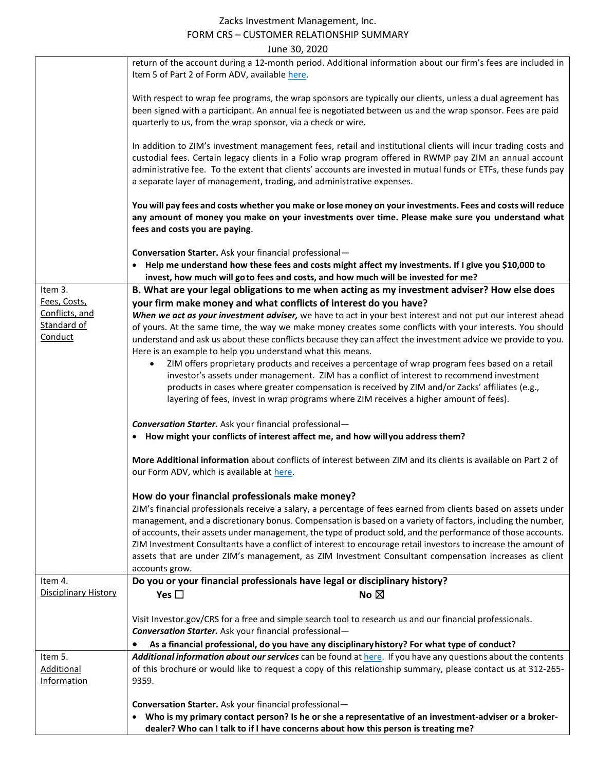| | |
|---|---|
| | return of the account during a 12-month period. Additional information about our firm's fees are included in Item 5 of Part 2 of Form ADV, available here.<br><br>With respect to wrap fee programs, the wrap sponsors are typically our clients, unless a dual agreement has been signed with a participant. An annual fee is negotiated between us and the wrap sponsor. Fees are paid quarterly to us, from the wrap sponsor, via a check or wire.<br><br>In addition to ZIM's investment management fees, retail and institutional clients will incur trading costs and custodial fees. Certain legacy clients in a Folio wrap program offered in RWMP pay ZIM an annual account administrative fee. To the extent that clients' accounts are invested in mutual funds or ETFs, these funds pay a separate layer of management, trading, and administrative expenses.<br><br>**You will pay fees and costs whether you make or lose money on your investments. Fees and costs will reduce any amount of money you make on your investments over time. Please make sure you understand what fees and costs you are paying**.<br><br>**Conversation Starter.** Ask your financial professional—<br>• **Help me understand how these fees and costs might affect my investments. If I give you $10,000 to invest, how much will go to fees and costs, and how much will be invested for me?** |
| Item 3. Fees, Costs, Conflicts, and Standard of Conduct | **B. What are your legal obligations to me when acting as my investment adviser? How else does your firm make money and what conflicts of interest do you have?**<br>***When we act as your investment adviser,*** we have to act in your best interest and not put our interest ahead of yours. At the same time, the way we make money creates some conflicts with your interests. You should understand and ask us about these conflicts because they can affect the investment advice we provide to you. Here is an example to help you understand what this means.<br>• ZIM offers proprietary products and receives a percentage of wrap program fees based on a retail investor's assets under management. ZIM has a conflict of interest to recommend investment products in cases where greater compensation is received by ZIM and/or Zacks' affiliates (e.g., layering of fees, invest in wrap programs where ZIM receives a higher amount of fees).<br><br>***Conversation Starter.*** Ask your financial professional—<br>• **How might your conflicts of interest affect me, and how will you address them?**<br><br>**More Additional information** about conflicts of interest between ZIM and its clients is available on Part 2 of our Form ADV, which is available at here.<br><br>**How do your financial professionals make money?**<br>ZIM's financial professionals receive a salary, a percentage of fees earned from clients based on assets under management, and a discretionary bonus. Compensation is based on a variety of factors, including the number, of accounts, their assets under management, the type of product sold, and the performance of those accounts. ZIM Investment Consultants have a conflict of interest to encourage retail investors to increase the amount of assets that are under ZIM's management, as ZIM Investment Consultant compensation increases as client accounts grow. |
| Item 4. Disciplinary History | **Do you or your financial professionals have legal or disciplinary history?**<br>**Yes ☐** **No ☒**<br><br>Visit Investor.gov/CRS for a free and simple search tool to research us and our financial professionals.<br>***Conversation Starter.*** Ask your financial professional—<br>• **As a financial professional, do you have any disciplinary history? For what type of conduct?** |
| Item 5. Additional Information | ***Additional information about our services*** can be found at here. If you have any questions about the contents of this brochure or would like to request a copy of this relationship summary, please contact us at 312-265-9359.<br><br>**Conversation Starter.** Ask your financial professional—<br>• **Who is my primary contact person? Is he or she a representative of an investment-adviser or a broker-dealer? Who can I talk to if I have concerns about how this person is treating me?** |